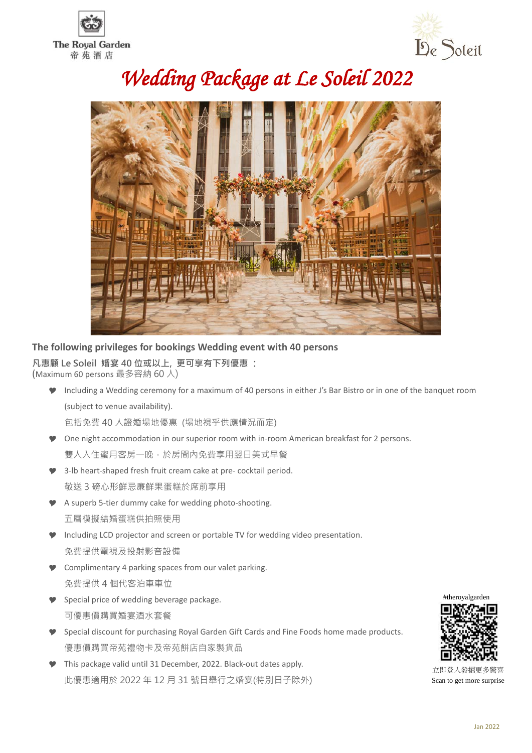The Royal Garden
帝苑酒店

Le Soleil

# Wedding Package at Le Soleil 2022

**The following privileges for bookings Wedding event with 40 persons**

**凡惠顧 Le Soleil 婚宴 40 位或以上，更可享有下列優惠 ：**
(Maximum 60 persons 最多容納 60 人)

- Including a Wedding ceremony for a maximum of 40 persons in either J's Bar Bistro or in one of the banquet room (subject to venue availability).
  包括免費 40 人證婚場地優惠 (場地視乎供應情況而定)
- One night accommodation in our superior room with in-room American breakfast for 2 persons.
  雙人入住蜜月客房一晚，於房間內免費享用翌日美式早餐
- 3-lb heart-shaped fresh fruit cream cake at pre- cocktail period.
  敬送 3 磅心形鮮忌廉鮮果蛋糕於席前享用
- A superb 5-tier dummy cake for wedding photo-shooting.
  五層模擬結婚蛋糕供拍照使用
- Including LCD projector and screen or portable TV for wedding video presentation.
  免費提供電視及投射影音設備
- Complimentary 4 parking spaces from our valet parking.
  免費提供 4 個代客泊車車位
- Special price of wedding beverage package.
  可優惠價購買婚宴酒水套餐
- Special discount for purchasing Royal Garden Gift Cards and Fine Foods home made products.
  優惠價購買帝苑禮物卡及帝苑餅店自家製貨品
- This package valid until 31 December, 2022. Black-out dates apply.
  此優惠適用於 2022 年 12 月 31 號日舉行之婚宴(特別日子除外)

#theroyalgarden

立即登入發掘更多驚喜
Scan to get more surprise

Jan 2022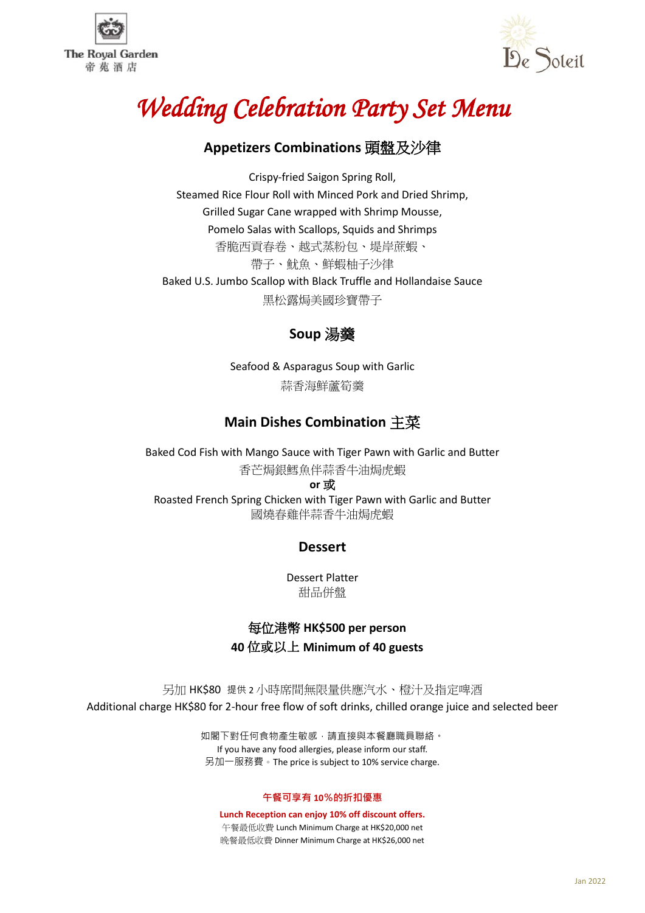The Royal Garden
帝苑酒店

Le Soleil

# Wedding Celebration Party Set Menu

## Appetizers Combinations 頭盤及沙律

Crispy-fried Saigon Spring Roll,
Steamed Rice Flour Roll with Minced Pork and Dried Shrimp,
Grilled Sugar Cane wrapped with Shrimp Mousse,
Pomelo Salas with Scallops, Squids and Shrimps
香脆西貢春卷、越式蒸粉包、堤岸蔗蝦、
帶子、魷魚、鮮蝦柚子沙律
Baked U.S. Jumbo Scallop with Black Truffle and Hollandaise Sauce
黑松露焗美國珍寶帶子

## Soup 湯羹

Seafood & Asparagus Soup with Garlic
蒜香海鮮蘆筍羹

## Main Dishes Combination 主菜

Baked Cod Fish with Mango Sauce with Tiger Pawn with Garlic and Butter
香芒焗銀鱈魚伴蒜香牛油焗虎蝦
**or 或**
Roasted French Spring Chicken with Tiger Pawn with Garlic and Butter
國燒春雞伴蒜香牛油焗虎蝦

## Dessert

Dessert Platter
甜品併盤

**每位港幣 HK$500 per person**
**40 位或以上 Minimum of 40 guests**

另加 HK$80 提供 2 小時席間無限量供應汽水、橙汁及指定啤酒
Additional charge HK$80 for 2-hour free flow of soft drinks, chilled orange juice and selected beer

如閣下對任何食物產生敏感，請直接與本餐廳職員聯絡。
If you have any food allergies, please inform our staff.
另加一服務費。The price is subject to 10% service charge.

**午餐可享有 10%的折扣優惠**
**Lunch Reception can enjoy 10% off discount offers.**
午餐最低收費 Lunch Minimum Charge at HK$20,000 net
晚餐最低收費 Dinner Minimum Charge at HK$26,000 net

Jan 2022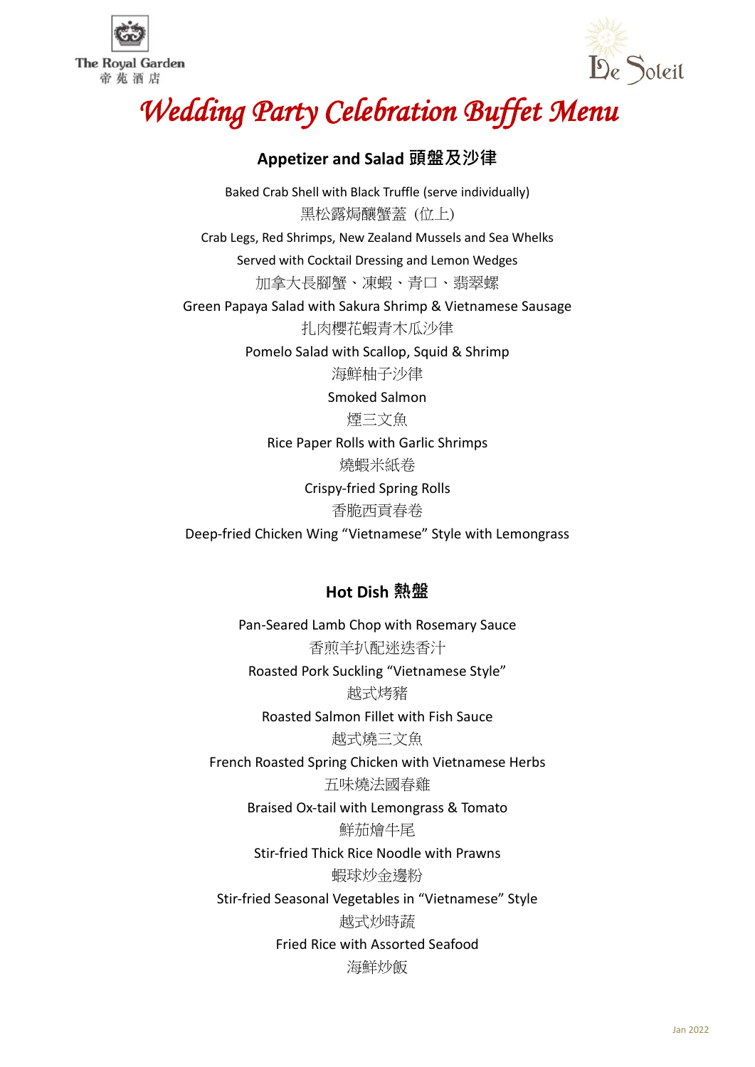The Royal Garden
帝苑酒店

Le Soleil

# Wedding Party Celebration Buffet Menu

## Appetizer and Salad 頭盤及沙律

Baked Crab Shell with Black Truffle (serve individually)
黑松露焗釀蟹蓋（位上)

Crab Legs, Red Shrimps, New Zealand Mussels and Sea Whelks
Served with Cocktail Dressing and Lemon Wedges
加拿大長腳蟹、凍蝦、青口、翡翠螺

Green Papaya Salad with Sakura Shrimp & Vietnamese Sausage
扎肉櫻花蝦青木瓜沙律

Pomelo Salad with Scallop, Squid & Shrimp
海鮮柚子沙律

Smoked Salmon
煙三文魚

Rice Paper Rolls with Garlic Shrimps
燒蝦米紙卷

Crispy-fried Spring Rolls
香脆西貢春卷

Deep-fried Chicken Wing “Vietnamese” Style with Lemongrass

## Hot Dish 熱盤

Pan-Seared Lamb Chop with Rosemary Sauce
香煎羊扒配迷迭香汁

Roasted Pork Suckling “Vietnamese Style”
越式烤豬

Roasted Salmon Fillet with Fish Sauce
越式燒三文魚

French Roasted Spring Chicken with Vietnamese Herbs
五味燒法國春雞

Braised Ox-tail with Lemongrass & Tomato
鮮茄燴牛尾

Stir-fried Thick Rice Noodle with Prawns
蝦球炒金邊粉

Stir-fried Seasonal Vegetables in “Vietnamese” Style
越式炒時蔬

Fried Rice with Assorted Seafood
海鮮炒飯

Jan 2022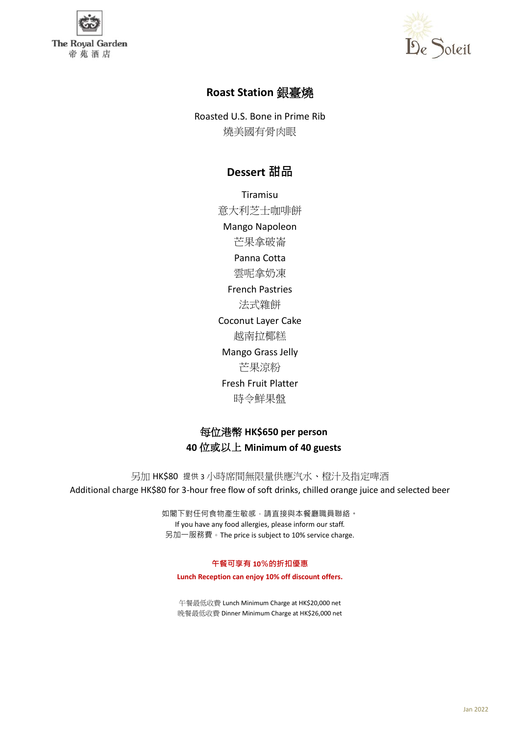The Royal Garden 帝苑酒店

De Soleil

## Roast Station 銀臺燒

Roasted U.S. Bone in Prime Rib
燒美國有骨肉眼

## Dessert 甜品

Tiramisu
意大利芝士咖啡餅

Mango Napoleon
芒果拿破崙

Panna Cotta
雲呢拿奶凍

French Pastries
法式雜餅

Coconut Layer Cake
越南拉椰糕

Mango Grass Jelly
芒果涼粉

Fresh Fruit Platter
時令鮮果盤

**每位港幣 HK$650 per person**
**40 位或以上 Minimum of 40 guests**

另加 HK$80 提供 3 小時席間無限量供應汽水、橙汁及指定啤酒
Additional charge HK$80 for 3-hour free flow of soft drinks, chilled orange juice and selected beer

如閣下對任何食物產生敏感，請直接與本餐廳職員聯絡。
If you have any food allergies, please inform our staff.
另加一服務費。The price is subject to 10% service charge.

**午餐可享有 10%的折扣優惠**
**Lunch Reception can enjoy 10% off discount offers.**

午餐最低收費 Lunch Minimum Charge at HK$20,000 net
晚餐最低收費 Dinner Minimum Charge at HK$26,000 net

Jan 2022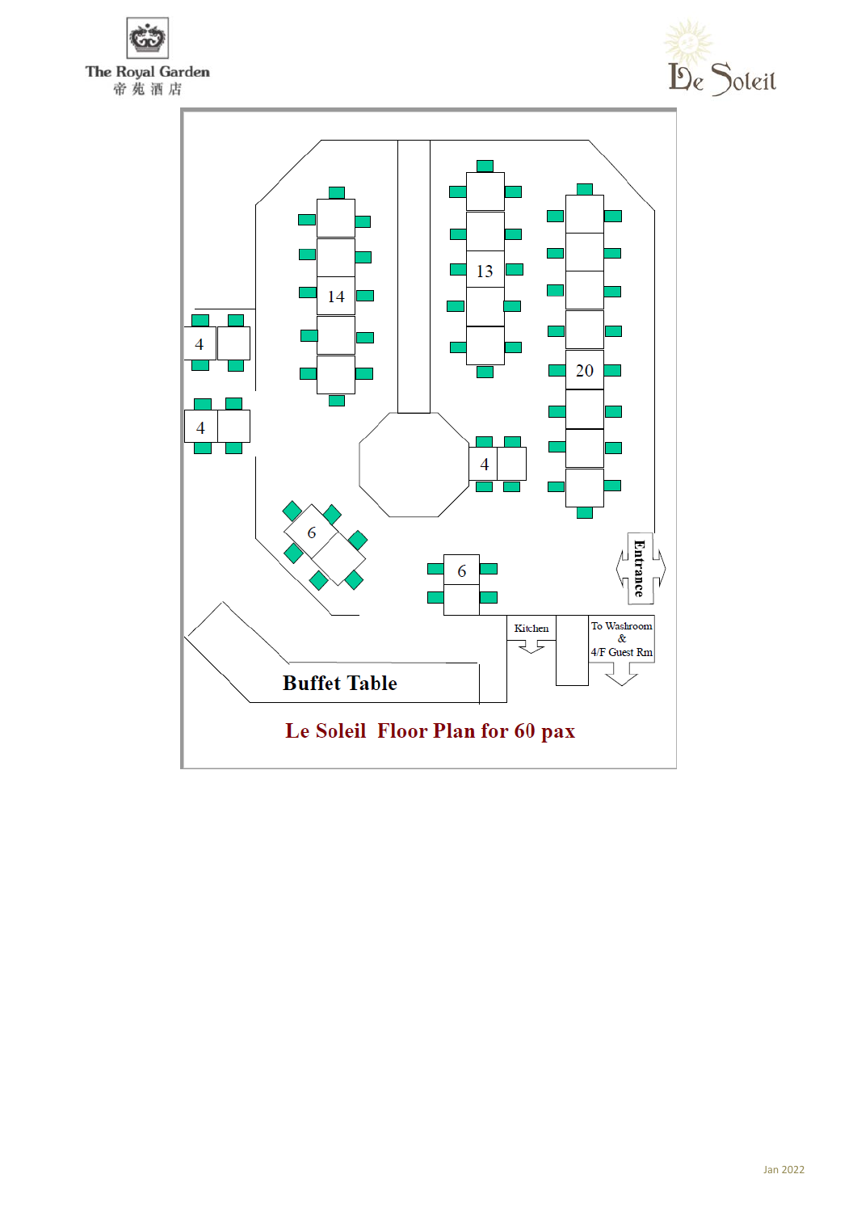The Royal Garden
帝苑酒店

Le Soleil

4

4

14

13

20

4

6

6

Entrance

Kitchen

To Washroom
&
4/F Guest Rm

Buffet Table

Le Soleil Floor Plan for 60 pax

Jan 2022